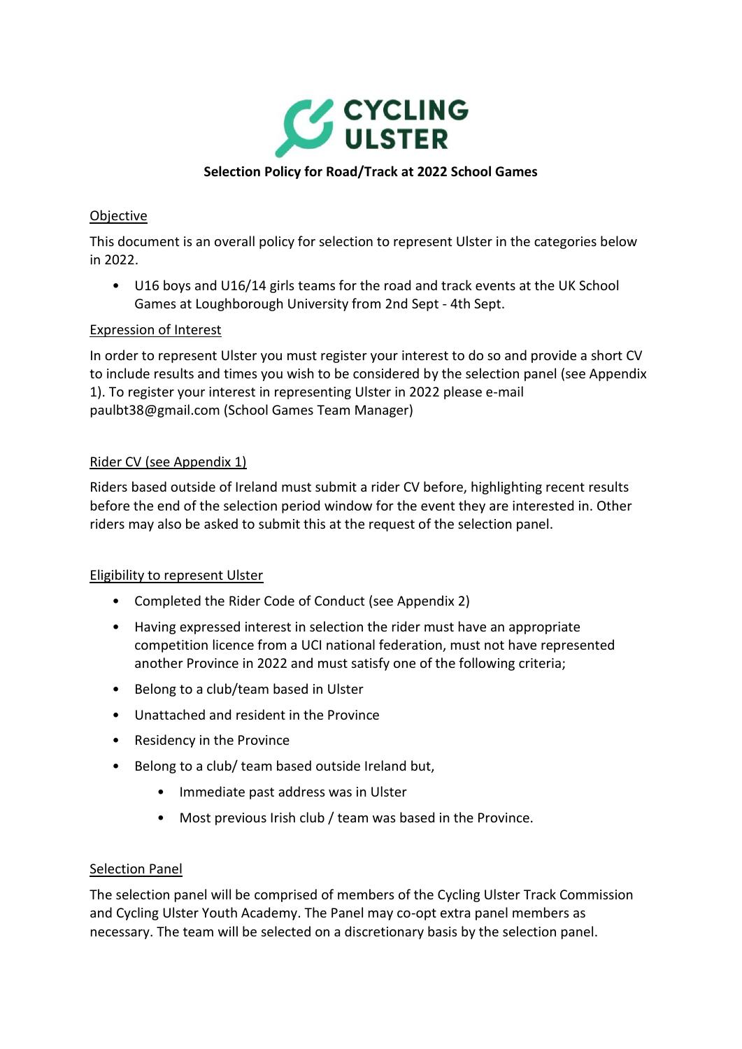**CYCLING ULSTER**

## Selection Policy for Road/Track at 2022 School Games

### Objective

This document is an overall policy for selection to represent Ulster in the categories below in 2022.

- U16 boys and U16/14 girls teams for the road and track events at the UK School Games at Loughborough University from 2nd Sept - 4th Sept.

### Expression of Interest

In order to represent Ulster you must register your interest to do so and provide a short CV to include results and times you wish to be considered by the selection panel (see Appendix 1). To register your interest in representing Ulster in 2022 please e-mail paulbt38@gmail.com (School Games Team Manager)

### Rider CV (see Appendix 1)

Riders based outside of Ireland must submit a rider CV before, highlighting recent results before the end of the selection period window for the event they are interested in. Other riders may also be asked to submit this at the request of the selection panel.

### Eligibility to represent Ulster

- Completed the Rider Code of Conduct (see Appendix 2)
- Having expressed interest in selection the rider must have an appropriate competition licence from a UCI national federation, must not have represented another Province in 2022 and must satisfy one of the following criteria;
- Belong to a club/team based in Ulster
- Unattached and resident in the Province
- Residency in the Province
- Belong to a club/ team based outside Ireland but,
    - Immediate past address was in Ulster
    - Most previous Irish club / team was based in the Province.

### Selection Panel

The selection panel will be comprised of members of the Cycling Ulster Track Commission and Cycling Ulster Youth Academy. The Panel may co-opt extra panel members as necessary. The team will be selected on a discretionary basis by the selection panel.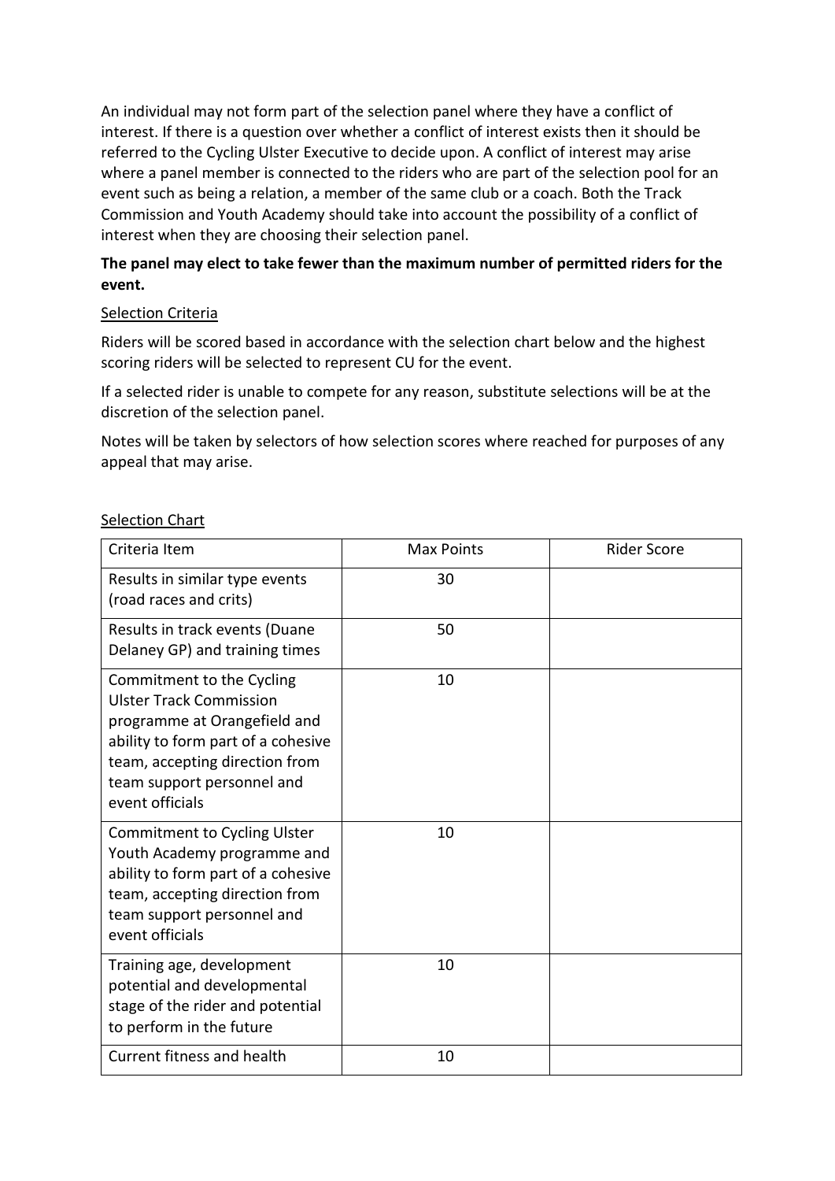An individual may not form part of the selection panel where they have a conflict of interest. If there is a question over whether a conflict of interest exists then it should be referred to the Cycling Ulster Executive to decide upon. A conflict of interest may arise where a panel member is connected to the riders who are part of the selection pool for an event such as being a relation, a member of the same club or a coach. Both the Track Commission and Youth Academy should take into account the possibility of a conflict of interest when they are choosing their selection panel.

**The panel may elect to take fewer than the maximum number of permitted riders for the event.**

<u>Selection Criteria</u>

Riders will be scored based in accordance with the selection chart below and the highest scoring riders will be selected to represent CU for the event.

If a selected rider is unable to compete for any reason, substitute selections will be at the discretion of the selection panel.

Notes will be taken by selectors of how selection scores where reached for purposes of any appeal that may arise.

<u>Selection Chart</u>

| Criteria Item | Max Points | Rider Score |
| --- | --- | --- |
| Results in similar type events (road races and crits) | 30 | |
| Results in track events (Duane Delaney GP) and training times | 50 | |
| Commitment to the Cycling Ulster Track Commission programme at Orangefield and ability to form part of a cohesive team, accepting direction from team support personnel and event officials | 10 | |
| Commitment to Cycling Ulster Youth Academy programme and ability to form part of a cohesive team, accepting direction from team support personnel and event officials | 10 | |
| Training age, development potential and developmental stage of the rider and potential to perform in the future | 10 | |
| Current fitness and health | 10 | |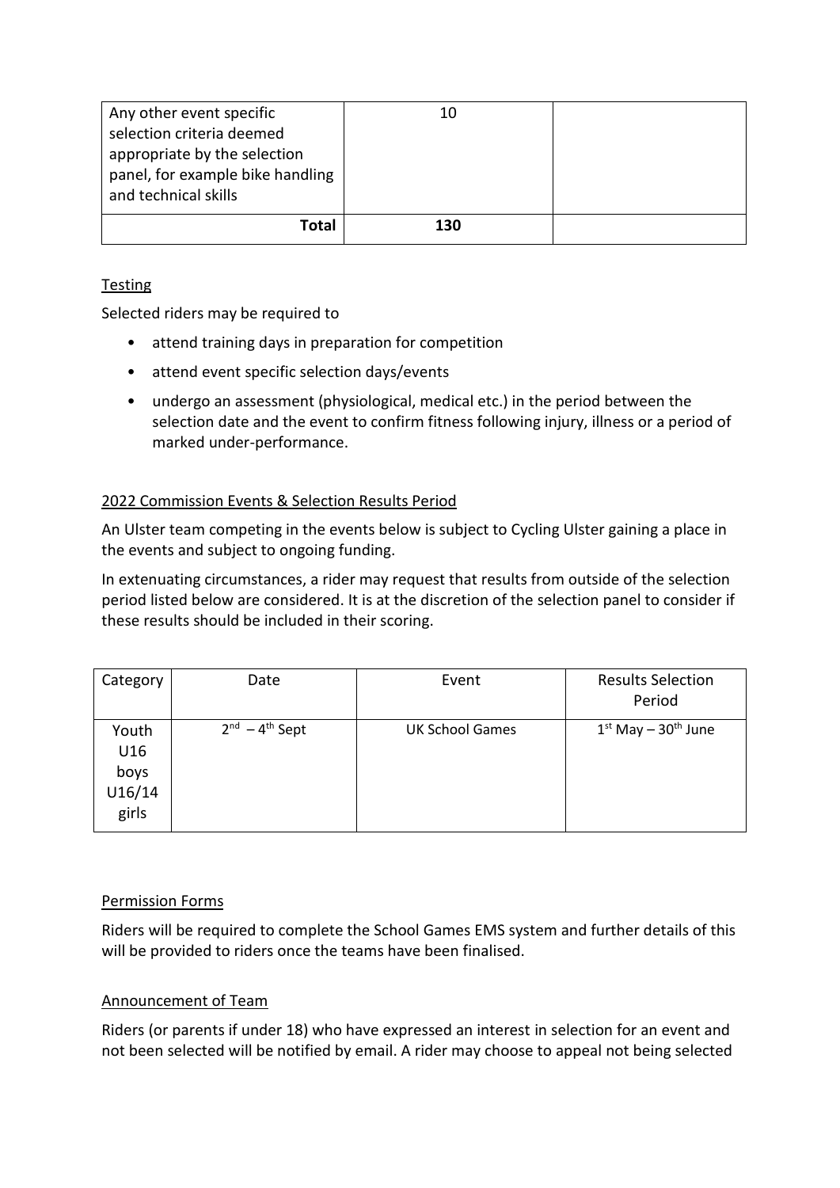| Any other event specific selection criteria deemed appropriate by the selection panel, for example bike handling and technical skills | 10 | |
|---|---|---|
| **Total** | **130** | |

Testing

Selected riders may be required to

- attend training days in preparation for competition
- attend event specific selection days/events
- undergo an assessment (physiological, medical etc.) in the period between the selection date and the event to confirm fitness following injury, illness or a period of marked under-performance.

2022 Commission Events & Selection Results Period

An Ulster team competing in the events below is subject to Cycling Ulster gaining a place in the events and subject to ongoing funding.

In extenuating circumstances, a rider may request that results from outside of the selection period listed below are considered. It is at the discretion of the selection panel to consider if these results should be included in their scoring.

| Category | Date | Event | Results Selection Period |
|---|---|---|---|
| Youth U16 boys U16/14 girls | 2nd – 4th Sept | UK School Games | 1st May – 30th June |

Permission Forms

Riders will be required to complete the School Games EMS system and further details of this will be provided to riders once the teams have been finalised.

Announcement of Team

Riders (or parents if under 18) who have expressed an interest in selection for an event and not been selected will be notified by email. A rider may choose to appeal not being selected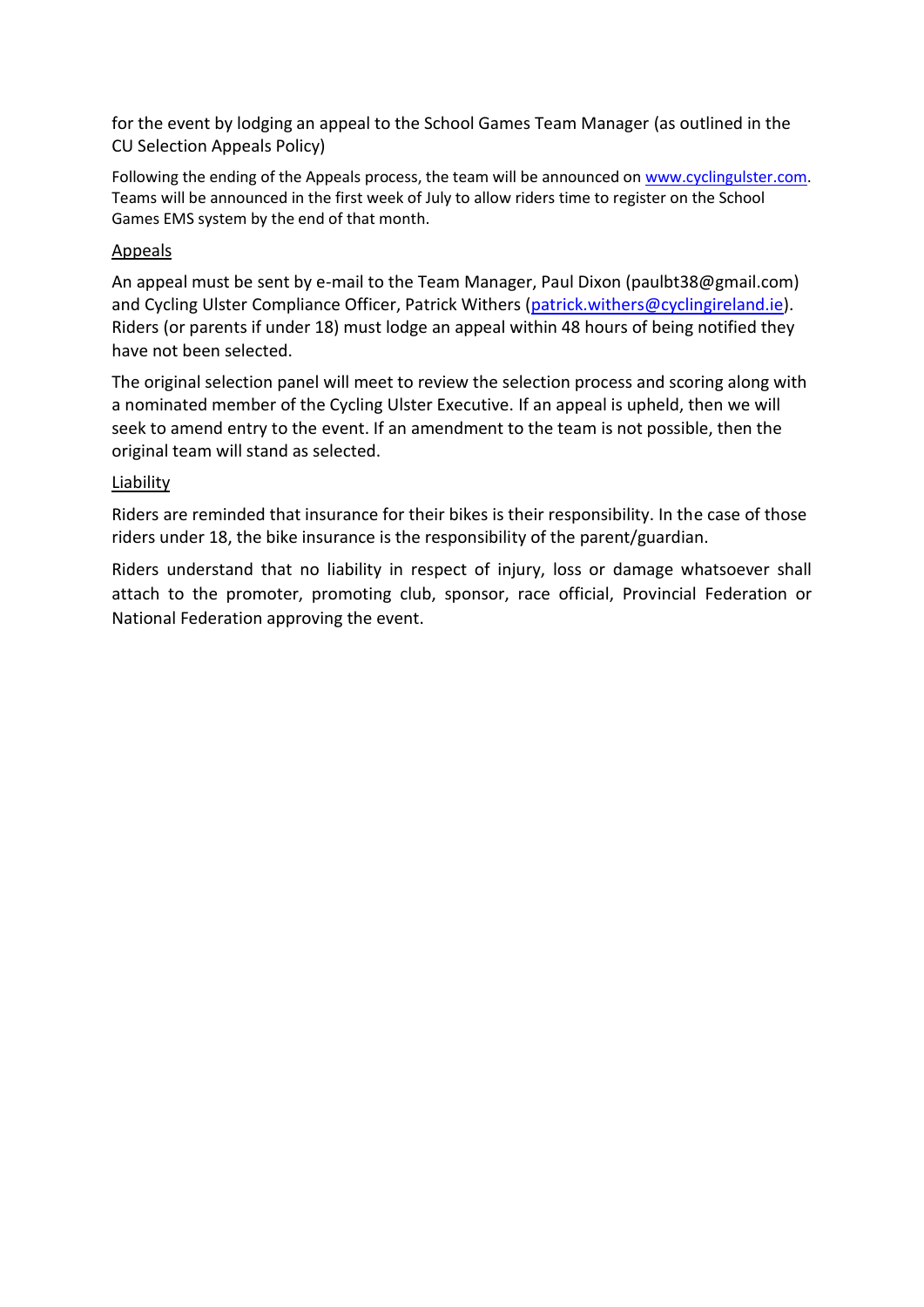for the event by lodging an appeal to the School Games Team Manager (as outlined in the CU Selection Appeals Policy)

Following the ending of the Appeals process, the team will be announced on [www.cyclingulster.com](http://www.cyclingulster.com). Teams will be announced in the first week of July to allow riders time to register on the School Games EMS system by the end of that month.

## Appeals

An appeal must be sent by e-mail to the Team Manager, Paul Dixon (paulbt38@gmail.com) and Cycling Ulster Compliance Officer, Patrick Withers ([patrick.withers@cyclingireland.ie](mailto:patrick.withers@cyclingireland.ie)). Riders (or parents if under 18) must lodge an appeal within 48 hours of being notified they have not been selected.

The original selection panel will meet to review the selection process and scoring along with a nominated member of the Cycling Ulster Executive. If an appeal is upheld, then we will seek to amend entry to the event. If an amendment to the team is not possible, then the original team will stand as selected.

## Liability

Riders are reminded that insurance for their bikes is their responsibility. In the case of those riders under 18, the bike insurance is the responsibility of the parent/guardian.

Riders understand that no liability in respect of injury, loss or damage whatsoever shall attach to the promoter, promoting club, sponsor, race official, Provincial Federation or National Federation approving the event.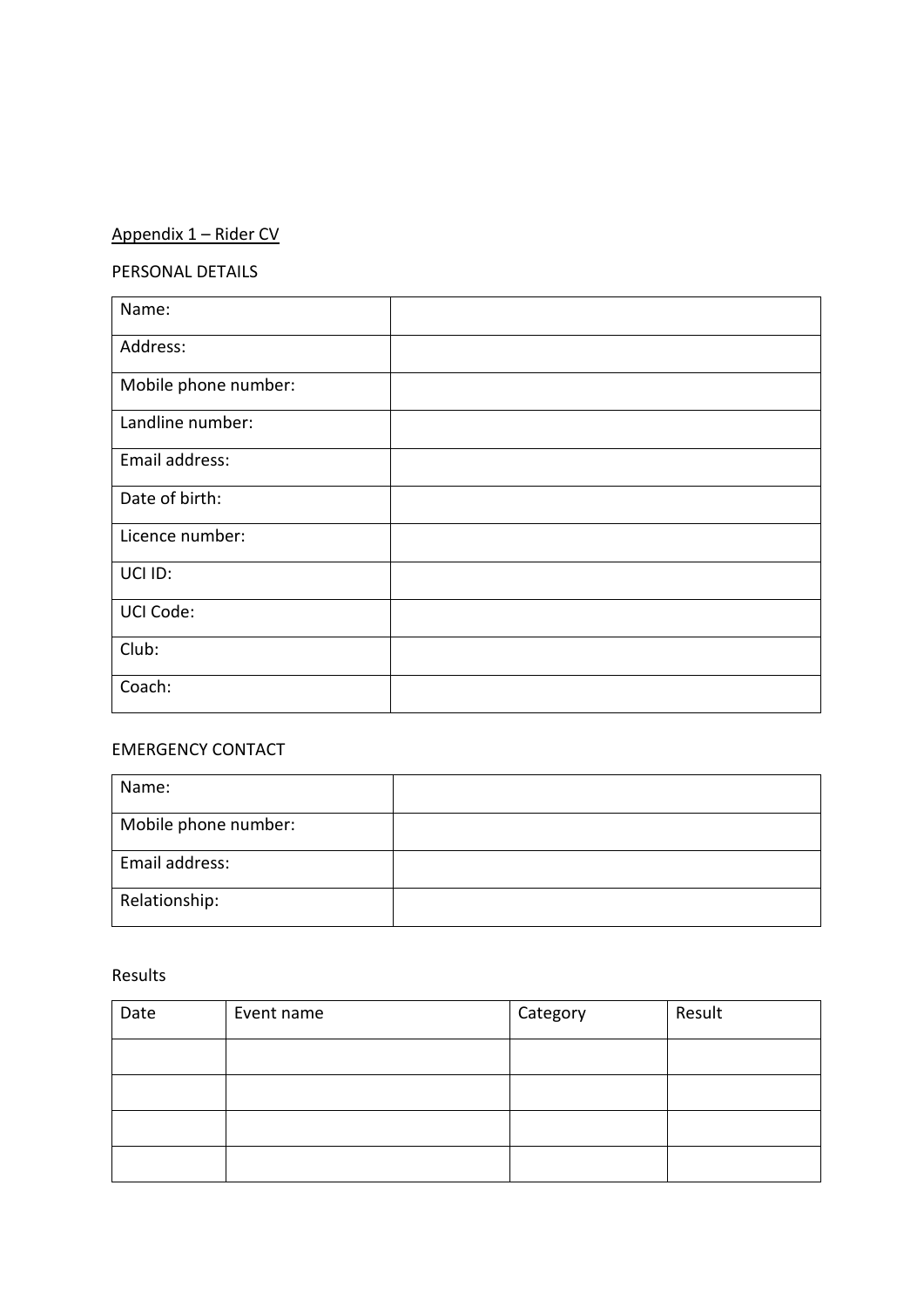<u>Appendix 1 – Rider CV</u>

PERSONAL DETAILS

| Name: | |
|---|---|
| Address: | |
| Mobile phone number: | |
| Landline number: | |
| Email address: | |
| Date of birth: | |
| Licence number: | |
| UCI ID: | |
| UCI Code: | |
| Club: | |
| Coach: | |

EMERGENCY CONTACT

| Name: | |
|---|---|
| Mobile phone number: | |
| Email address: | |
| Relationship: | |

Results

| Date | Event name | Category | Result |
|---|---|---|---|
| | | | |
| | | | |
| | | | |
| | | | |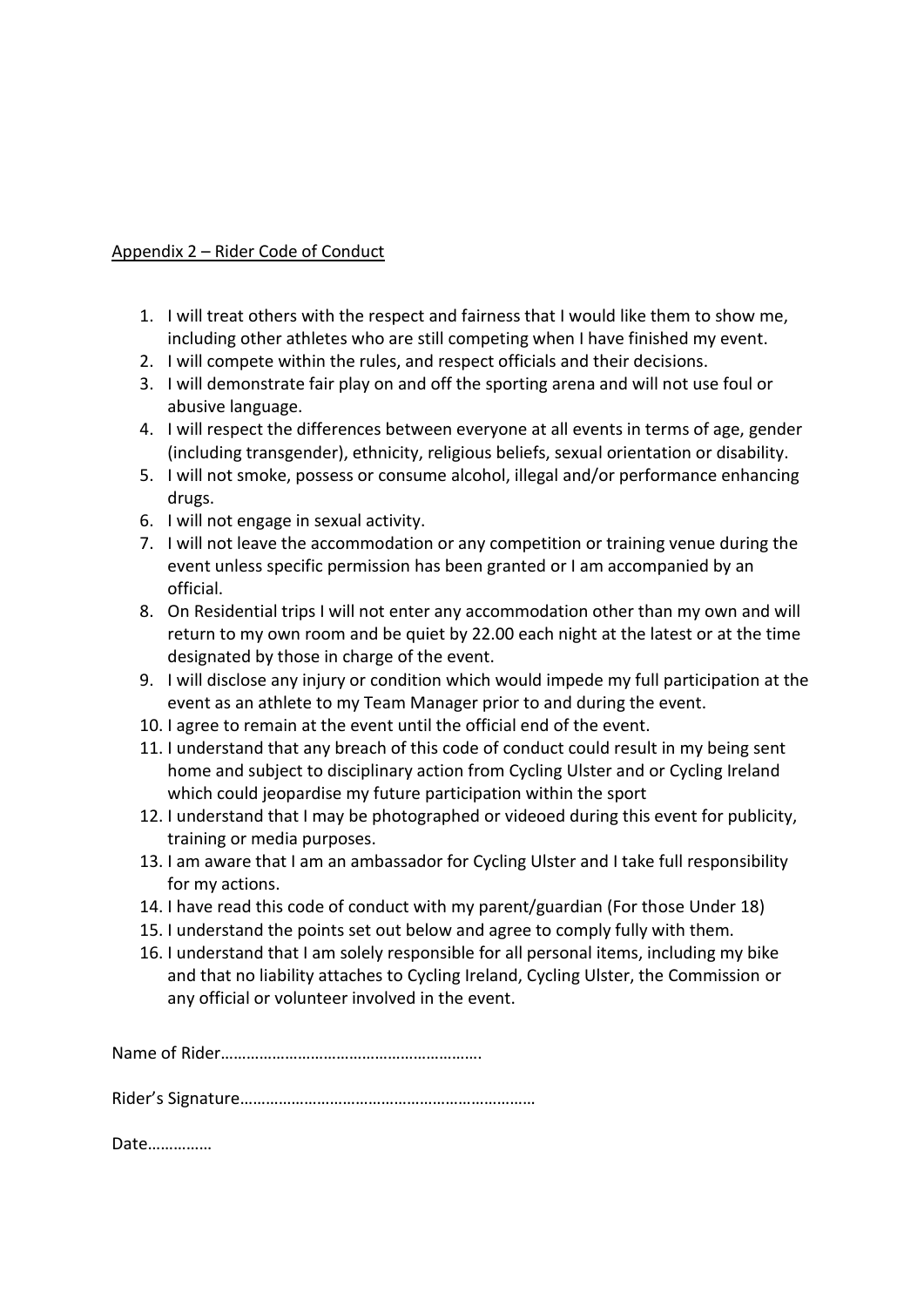## Appendix 2 – Rider Code of Conduct

1. I will treat others with the respect and fairness that I would like them to show me, including other athletes who are still competing when I have finished my event.
2. I will compete within the rules, and respect officials and their decisions.
3. I will demonstrate fair play on and off the sporting arena and will not use foul or abusive language.
4. I will respect the differences between everyone at all events in terms of age, gender (including transgender), ethnicity, religious beliefs, sexual orientation or disability.
5. I will not smoke, possess or consume alcohol, illegal and/or performance enhancing drugs.
6. I will not engage in sexual activity.
7. I will not leave the accommodation or any competition or training venue during the event unless specific permission has been granted or I am accompanied by an official.
8. On Residential trips I will not enter any accommodation other than my own and will return to my own room and be quiet by 22.00 each night at the latest or at the time designated by those in charge of the event.
9. I will disclose any injury or condition which would impede my full participation at the event as an athlete to my Team Manager prior to and during the event.
10. I agree to remain at the event until the official end of the event.
11. I understand that any breach of this code of conduct could result in my being sent home and subject to disciplinary action from Cycling Ulster and or Cycling Ireland which could jeopardise my future participation within the sport
12. I understand that I may be photographed or videoed during this event for publicity, training or media purposes.
13. I am aware that I am an ambassador for Cycling Ulster and I take full responsibility for my actions.
14. I have read this code of conduct with my parent/guardian (For those Under 18)
15. I understand the points set out below and agree to comply fully with them.
16. I understand that I am solely responsible for all personal items, including my bike and that no liability attaches to Cycling Ireland, Cycling Ulster, the Commission or any official or volunteer involved in the event.

Name of Rider…………………………………………………….

Rider's Signature……………………………………………………………

Date……………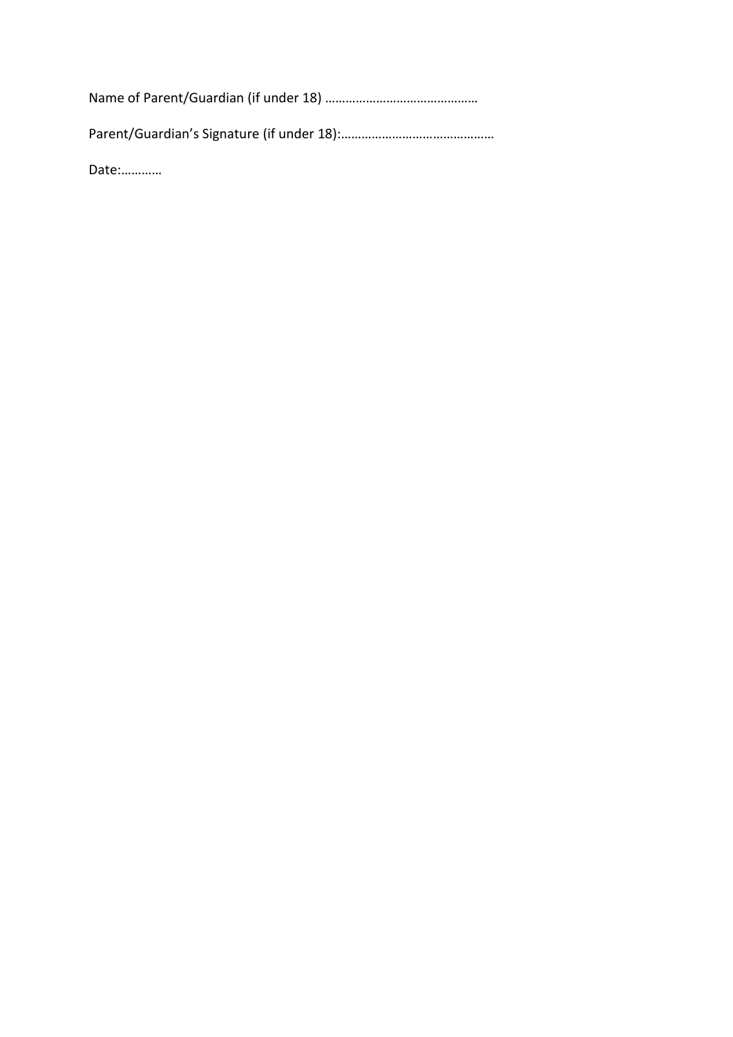Name of Parent/Guardian (if under 18) ……………………………………

Parent/Guardian's Signature (if under 18):……………………………………

Date:…………